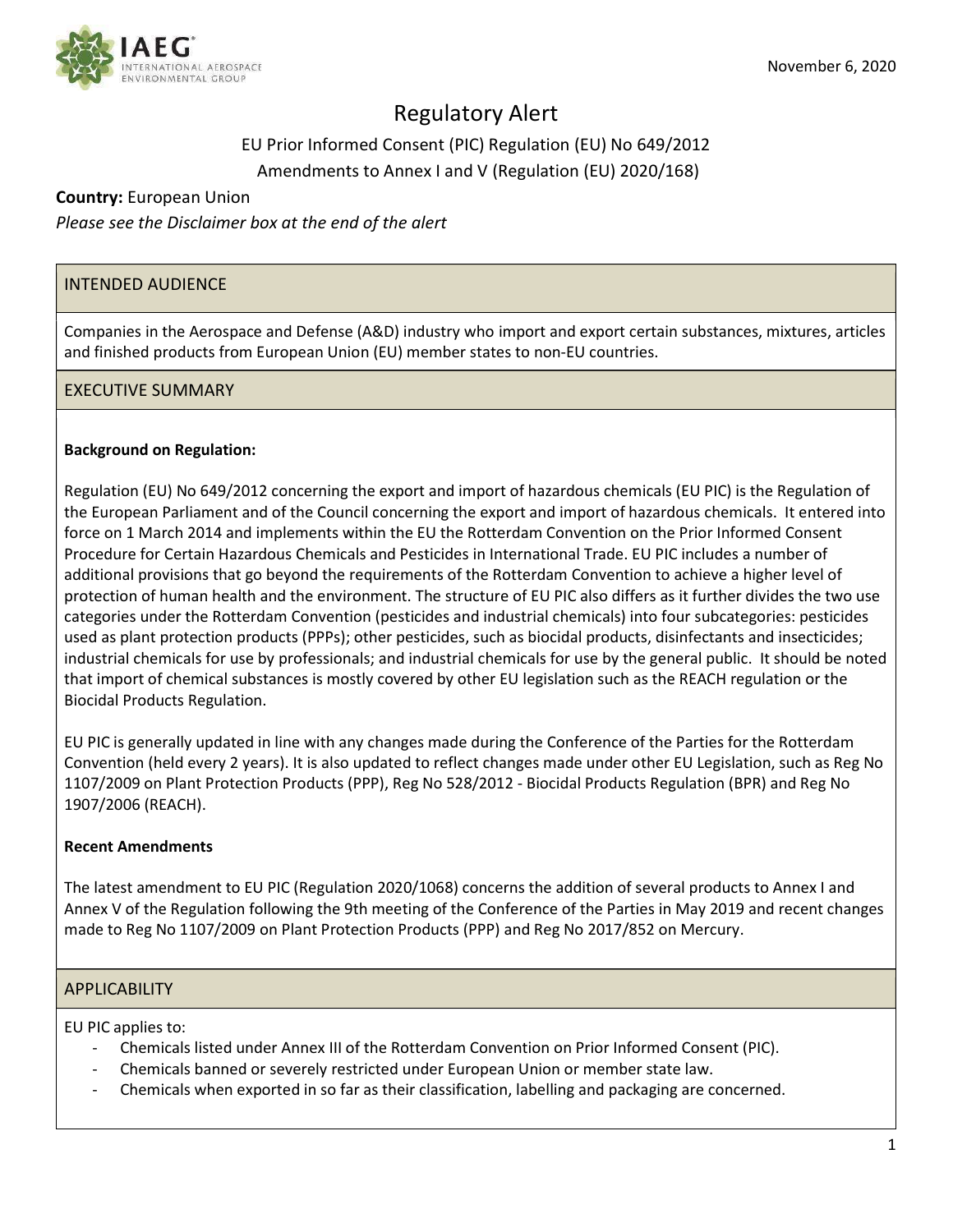November 6, 2020

# Regulatory Alert

EU Prior Informed Consent (PIC) Regulation (EU) No 649/2012

Amendments to Annex I and V (Regulation (EU) 2020/168)

**Country:** European Union

*Please see the Disclaimer box at the end of the alert*

## INTENDED AUDIENCE

Companies in the Aerospace and Defense (A&D) industry who import and export certain substances, mixtures, articles and finished products from European Union (EU) member states to non-EU countries.

## EXECUTIVE SUMMARY

**Background on Regulation:**

Regulation (EU) No 649/2012 concerning the export and import of hazardous chemicals (EU PIC) is the Regulation of the European Parliament and of the Council concerning the export and import of hazardous chemicals. It entered into force on 1 March 2014 and implements within the EU the Rotterdam Convention on the Prior Informed Consent Procedure for Certain Hazardous Chemicals and Pesticides in International Trade. EU PIC includes a number of additional provisions that go beyond the requirements of the Rotterdam Convention to achieve a higher level of protection of human health and the environment. The structure of EU PIC also differs as it further divides the two use categories under the Rotterdam Convention (pesticides and industrial chemicals) into four subcategories: pesticides used as plant protection products (PPPs); other pesticides, such as biocidal products, disinfectants and insecticides; industrial chemicals for use by professionals; and industrial chemicals for use by the general public. It should be noted that import of chemical substances is mostly covered by other EU legislation such as the REACH regulation or the Biocidal Products Regulation.

EU PIC is generally updated in line with any changes made during the Conference of the Parties for the Rotterdam Convention (held every 2 years). It is also updated to reflect changes made under other EU Legislation, such as Reg No 1107/2009 on Plant Protection Products (PPP), Reg No 528/2012 - Biocidal Products Regulation (BPR) and Reg No 1907/2006 (REACH).

**Recent Amendments**

The latest amendment to EU PIC (Regulation 2020/1068) concerns the addition of several products to Annex I and Annex V of the Regulation following the 9th meeting of the Conference of the Parties in May 2019 and recent changes made to Reg No 1107/2009 on Plant Protection Products (PPP) and Reg No 2017/852 on Mercury.

## APPLICABILITY

EU PIC applies to:

- Chemicals listed under Annex III of the Rotterdam Convention on Prior Informed Consent (PIC).
- Chemicals banned or severely restricted under European Union or member state law.
- Chemicals when exported in so far as their classification, labelling and packaging are concerned.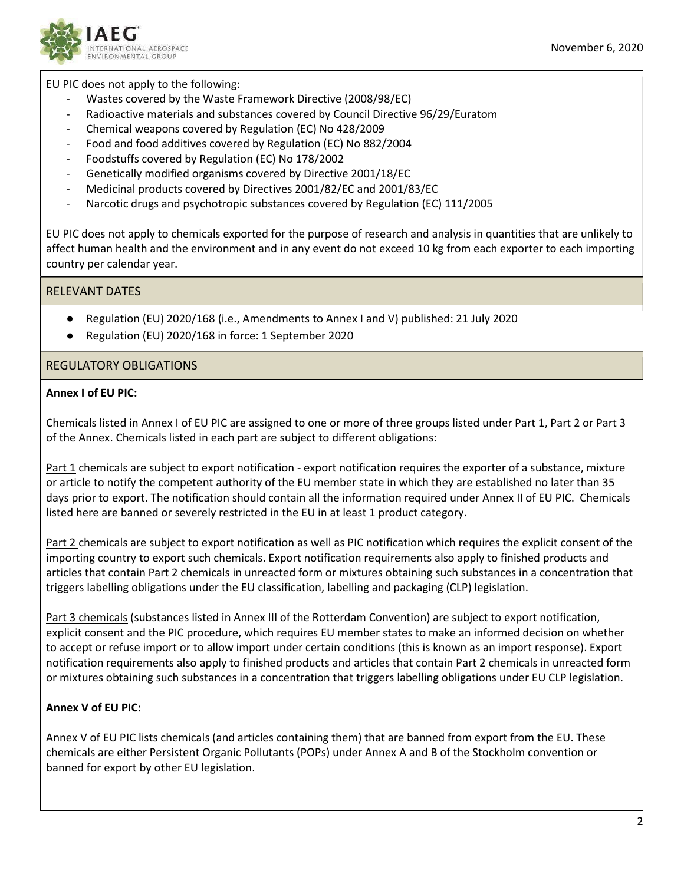EU PIC does not apply to the following:

- Wastes covered by the Waste Framework Directive (2008/98/EC)
- Radioactive materials and substances covered by Council Directive 96/29/Euratom
- Chemical weapons covered by Regulation (EC) No 428/2009
- Food and food additives covered by Regulation (EC) No 882/2004
- Foodstuffs covered by Regulation (EC) No 178/2002
- Genetically modified organisms covered by Directive 2001/18/EC
- Medicinal products covered by Directives 2001/82/EC and 2001/83/EC
- Narcotic drugs and psychotropic substances covered by Regulation (EC) 111/2005

EU PIC does not apply to chemicals exported for the purpose of research and analysis in quantities that are unlikely to affect human health and the environment and in any event do not exceed 10 kg from each exporter to each importing country per calendar year.

## RELEVANT DATES

- Regulation (EU) 2020/168 (i.e., Amendments to Annex I and V) published: 21 July 2020
- Regulation (EU) 2020/168 in force: 1 September 2020

## REGULATORY OBLIGATIONS

**Annex I of EU PIC:**

Chemicals listed in Annex I of EU PIC are assigned to one or more of three groups listed under Part 1, Part 2 or Part 3 of the Annex. Chemicals listed in each part are subject to different obligations:

Part 1 chemicals are subject to export notification - export notification requires the exporter of a substance, mixture or article to notify the competent authority of the EU member state in which they are established no later than 35 days prior to export. The notification should contain all the information required under Annex II of EU PIC. Chemicals listed here are banned or severely restricted in the EU in at least 1 product category.

Part 2 chemicals are subject to export notification as well as PIC notification which requires the explicit consent of the importing country to export such chemicals. Export notification requirements also apply to finished products and articles that contain Part 2 chemicals in unreacted form or mixtures obtaining such substances in a concentration that triggers labelling obligations under the EU classification, labelling and packaging (CLP) legislation.

Part 3 chemicals (substances listed in Annex III of the Rotterdam Convention) are subject to export notification, explicit consent and the PIC procedure, which requires EU member states to make an informed decision on whether to accept or refuse import or to allow import under certain conditions (this is known as an import response). Export notification requirements also apply to finished products and articles that contain Part 2 chemicals in unreacted form or mixtures obtaining such substances in a concentration that triggers labelling obligations under EU CLP legislation.

**Annex V of EU PIC:**

Annex V of EU PIC lists chemicals (and articles containing them) that are banned from export from the EU. These chemicals are either Persistent Organic Pollutants (POPs) under Annex A and B of the Stockholm convention or banned for export by other EU legislation.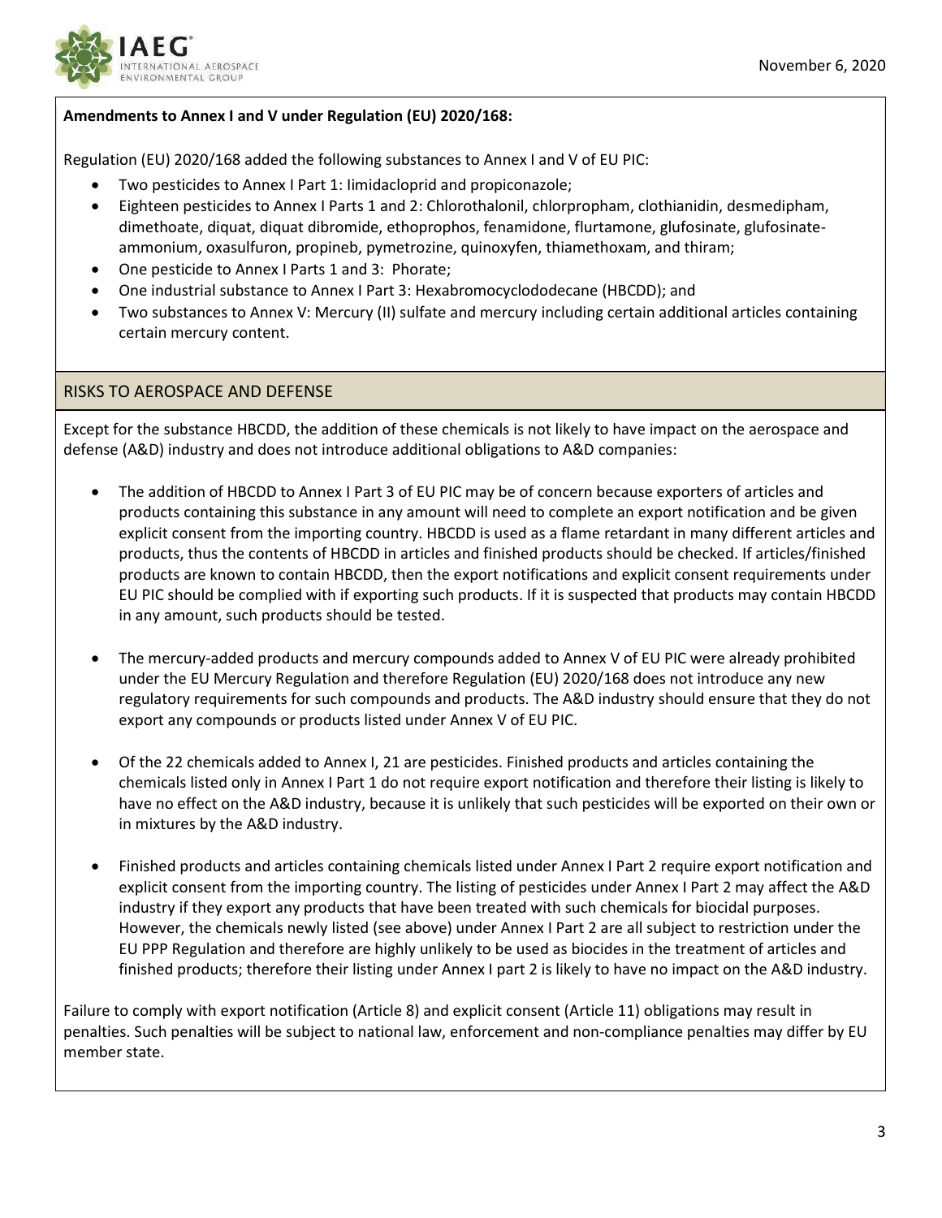**Amendments to Annex I and V under Regulation (EU) 2020/168:**

Regulation (EU) 2020/168 added the following substances to Annex I and V of EU PIC:

- Two pesticides to Annex I Part 1: Iimidacloprid and propiconazole;
- Eighteen pesticides to Annex I Parts 1 and 2: Chlorothalonil, chlorpropham, clothianidin, desmedipham, dimethoate, diquat, diquat dibromide, ethoprophos, fenamidone, flurtamone, glufosinate, glufosinate-ammonium, oxasulfuron, propineb, pymetrozine, quinoxyfen, thiamethoxam, and thiram;
- One pesticide to Annex I Parts 1 and 3: Phorate;
- One industrial substance to Annex I Part 3: Hexabromocyclododecane (HBCDD); and
- Two substances to Annex V: Mercury (II) sulfate and mercury including certain additional articles containing certain mercury content.

## RISKS TO AEROSPACE AND DEFENSE

Except for the substance HBCDD, the addition of these chemicals is not likely to have impact on the aerospace and defense (A&D) industry and does not introduce additional obligations to A&D companies:

- The addition of HBCDD to Annex I Part 3 of EU PIC may be of concern because exporters of articles and products containing this substance in any amount will need to complete an export notification and be given explicit consent from the importing country. HBCDD is used as a flame retardant in many different articles and products, thus the contents of HBCDD in articles and finished products should be checked. If articles/finished products are known to contain HBCDD, then the export notifications and explicit consent requirements under EU PIC should be complied with if exporting such products. If it is suspected that products may contain HBCDD in any amount, such products should be tested.

- The mercury-added products and mercury compounds added to Annex V of EU PIC were already prohibited under the EU Mercury Regulation and therefore Regulation (EU) 2020/168 does not introduce any new regulatory requirements for such compounds and products. The A&D industry should ensure that they do not export any compounds or products listed under Annex V of EU PIC.

- Of the 22 chemicals added to Annex I, 21 are pesticides. Finished products and articles containing the chemicals listed only in Annex I Part 1 do not require export notification and therefore their listing is likely to have no effect on the A&D industry, because it is unlikely that such pesticides will be exported on their own or in mixtures by the A&D industry.

- Finished products and articles containing chemicals listed under Annex I Part 2 require export notification and explicit consent from the importing country. The listing of pesticides under Annex I Part 2 may affect the A&D industry if they export any products that have been treated with such chemicals for biocidal purposes. However, the chemicals newly listed (see above) under Annex I Part 2 are all subject to restriction under the EU PPP Regulation and therefore are highly unlikely to be used as biocides in the treatment of articles and finished products; therefore their listing under Annex I part 2 is likely to have no impact on the A&D industry.

Failure to comply with export notification (Article 8) and explicit consent (Article 11) obligations may result in penalties. Such penalties will be subject to national law, enforcement and non-compliance penalties may differ by EU member state.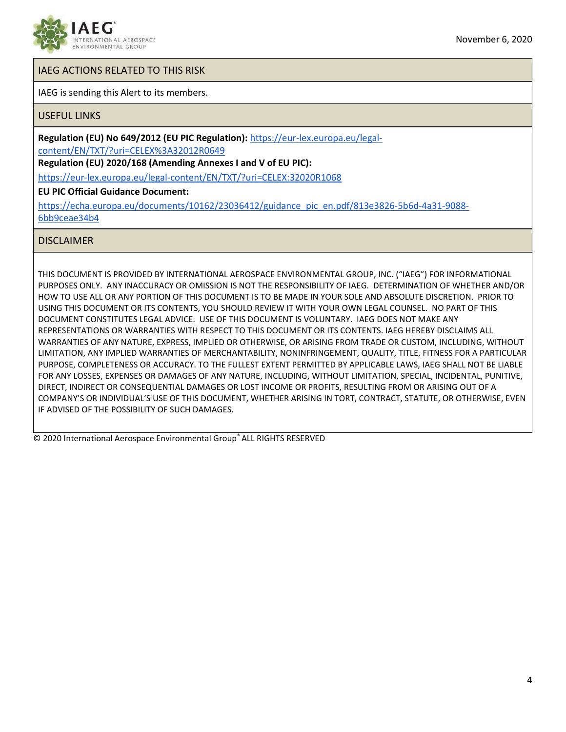## IAEG ACTIONS RELATED TO THIS RISK

IAEG is sending this Alert to its members.

## USEFUL LINKS

**Regulation (EU) No 649/2012 (EU PIC Regulation):** https://eur-lex.europa.eu/legal-content/EN/TXT/?uri=CELEX%3A32012R0649

**Regulation (EU) 2020/168 (Amending Annexes I and V of EU PIC):**

https://eur-lex.europa.eu/legal-content/EN/TXT/?uri=CELEX:32020R1068

**EU PIC Official Guidance Document:**

https://echa.europa.eu/documents/10162/23036412/guidance_pic_en.pdf/813e3826-5b6d-4a31-9088-6bb9ceae34b4

## DISCLAIMER

THIS DOCUMENT IS PROVIDED BY INTERNATIONAL AEROSPACE ENVIRONMENTAL GROUP, INC. ("IAEG") FOR INFORMATIONAL PURPOSES ONLY. ANY INACCURACY OR OMISSION IS NOT THE RESPONSIBILITY OF IAEG. DETERMINATION OF WHETHER AND/OR HOW TO USE ALL OR ANY PORTION OF THIS DOCUMENT IS TO BE MADE IN YOUR SOLE AND ABSOLUTE DISCRETION. PRIOR TO USING THIS DOCUMENT OR ITS CONTENTS, YOU SHOULD REVIEW IT WITH YOUR OWN LEGAL COUNSEL. NO PART OF THIS DOCUMENT CONSTITUTES LEGAL ADVICE. USE OF THIS DOCUMENT IS VOLUNTARY. IAEG DOES NOT MAKE ANY REPRESENTATIONS OR WARRANTIES WITH RESPECT TO THIS DOCUMENT OR ITS CONTENTS. IAEG HEREBY DISCLAIMS ALL WARRANTIES OF ANY NATURE, EXPRESS, IMPLIED OR OTHERWISE, OR ARISING FROM TRADE OR CUSTOM, INCLUDING, WITHOUT LIMITATION, ANY IMPLIED WARRANTIES OF MERCHANTABILITY, NONINFRINGEMENT, QUALITY, TITLE, FITNESS FOR A PARTICULAR PURPOSE, COMPLETENESS OR ACCURACY. TO THE FULLEST EXTENT PERMITTED BY APPLICABLE LAWS, IAEG SHALL NOT BE LIABLE FOR ANY LOSSES, EXPENSES OR DAMAGES OF ANY NATURE, INCLUDING, WITHOUT LIMITATION, SPECIAL, INCIDENTAL, PUNITIVE, DIRECT, INDIRECT OR CONSEQUENTIAL DAMAGES OR LOST INCOME OR PROFITS, RESULTING FROM OR ARISING OUT OF A COMPANY'S OR INDIVIDUAL'S USE OF THIS DOCUMENT, WHETHER ARISING IN TORT, CONTRACT, STATUTE, OR OTHERWISE, EVEN IF ADVISED OF THE POSSIBILITY OF SUCH DAMAGES.

© 2020 International Aerospace Environmental Group® ALL RIGHTS RESERVED